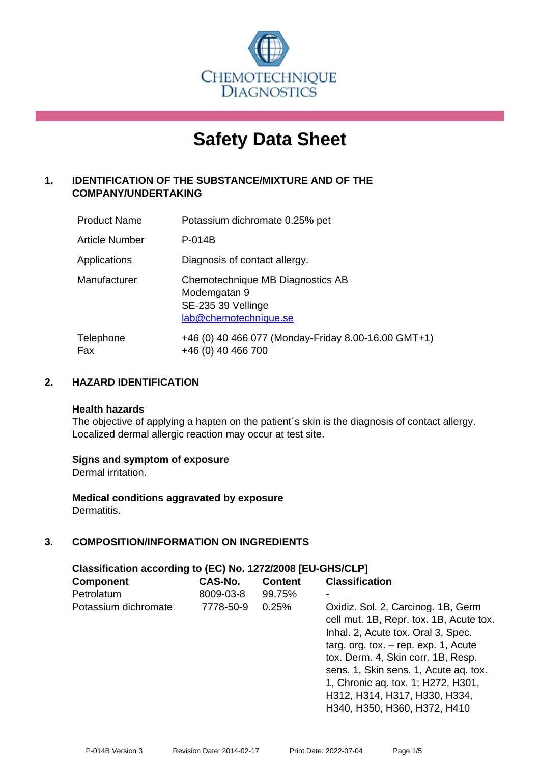CHEMOTECHNIQUE DIAGNOSTICS

# Safety Data Sheet

## 1. IDENTIFICATION OF THE SUBSTANCE/MIXTURE AND OF THE COMPANY/UNDERTAKING

| | |
|---|---|
| Product Name | Potassium dichromate 0.25% pet |
| Article Number | P-014B |
| Applications | Diagnosis of contact allergy. |
| Manufacturer | Chemotechnique MB Diagnostics AB<br>Modemgatan 9<br>SE-235 39 Vellinge<br>lab@chemotechnique.se |
| Telephone<br>Fax | +46 (0) 40 466 077 (Monday-Friday 8.00-16.00 GMT+1)<br>+46 (0) 40 466 700 |

## 2. HAZARD IDENTIFICATION

**Health hazards**
The objective of applying a hapten on the patient´s skin is the diagnosis of contact allergy. Localized dermal allergic reaction may occur at test site.

**Signs and symptom of exposure**
Dermal irritation.

**Medical conditions aggravated by exposure**
Dermatitis.

## 3. COMPOSITION/INFORMATION ON INGREDIENTS

**Classification according to (EC) No. 1272/2008 [EU-GHS/CLP]**

| Component | CAS-No. | Content | Classification |
|---|---|---|---|
| Petrolatum | 8009-03-8 | 99.75% | - |
| Potassium dichromate | 7778-50-9 | 0.25% | Oxidiz. Sol. 2, Carcinog. 1B, Germ cell mut. 1B, Repr. tox. 1B, Acute tox. Inhal. 2, Acute tox. Oral 3, Spec. targ. org. tox. – rep. exp. 1, Acute tox. Derm. 4, Skin corr. 1B, Resp. sens. 1, Skin sens. 1, Acute aq. tox. 1, Chronic aq. tox. 1; H272, H301, H312, H314, H317, H330, H334, H340, H350, H360, H372, H410 |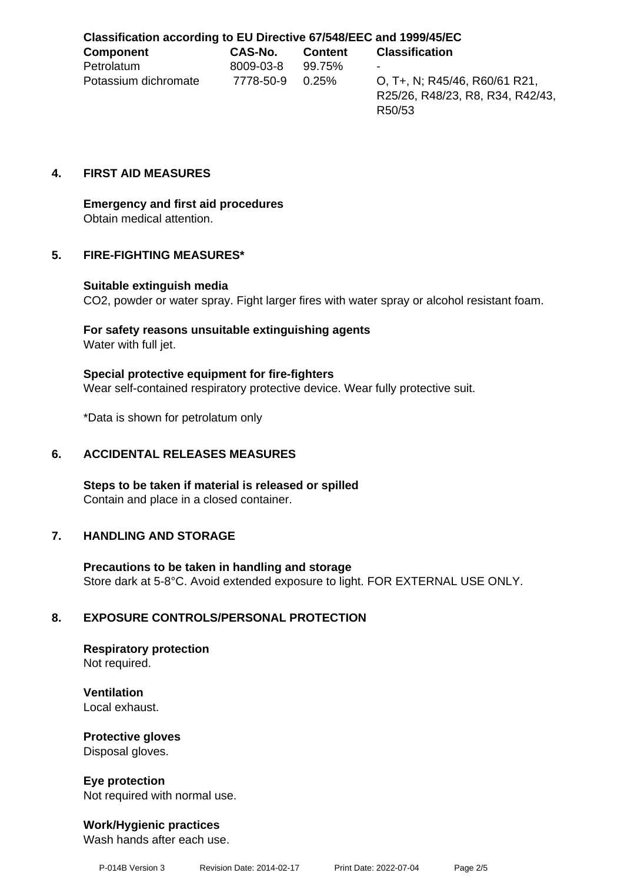**Classification according to EU Directive 67/548/EEC and 1999/45/EC**

| Component | CAS-No. | Content | Classification |
|---|---|---|---|
| Petrolatum | 8009-03-8 | 99.75% | - |
| Potassium dichromate | 7778-50-9 | 0.25% | O, T+, N; R45/46, R60/61 R21, R25/26, R48/23, R8, R34, R42/43, R50/53 |

## 4. FIRST AID MEASURES

**Emergency and first aid procedures**
Obtain medical attention.

## 5. FIRE-FIGHTING MEASURES*

**Suitable extinguish media**
$CO_2$, powder or water spray. Fight larger fires with water spray or alcohol resistant foam.

**For safety reasons unsuitable extinguishing agents**
Water with full jet.

**Special protective equipment for fire-fighters**
Wear self-contained respiratory protective device. Wear fully protective suit.

*Data is shown for petrolatum only

## 6. ACCIDENTAL RELEASES MEASURES

**Steps to be taken if material is released or spilled**
Contain and place in a closed container.

## 7. HANDLING AND STORAGE

**Precautions to be taken in handling and storage**
Store dark at 5-8°C. Avoid extended exposure to light. FOR EXTERNAL USE ONLY.

## 8. EXPOSURE CONTROLS/PERSONAL PROTECTION

**Respiratory protection**
Not required.

**Ventilation**
Local exhaust.

**Protective gloves**
Disposal gloves.

**Eye protection**
Not required with normal use.

**Work/Hygienic practices**
Wash hands after each use.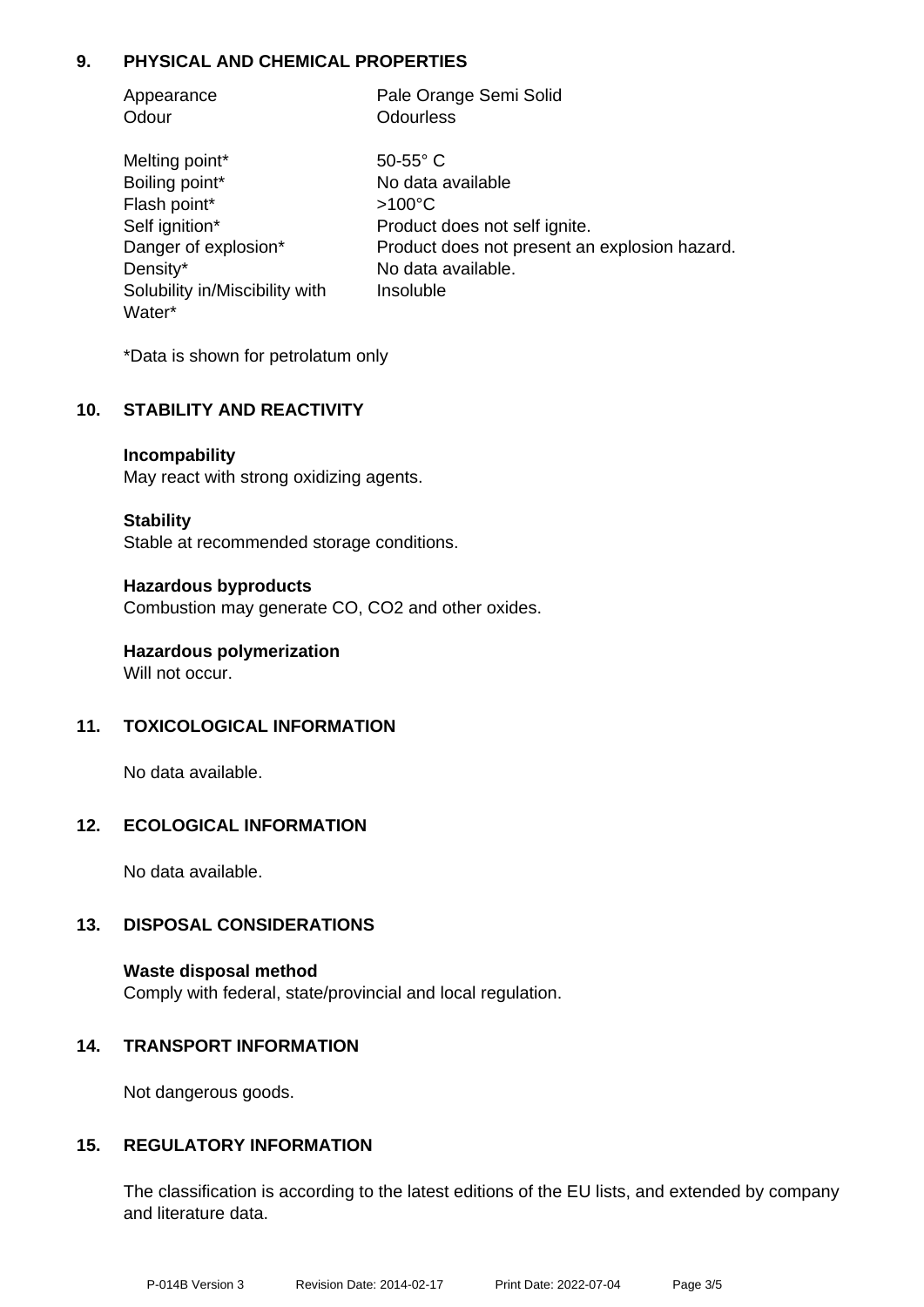## 9. PHYSICAL AND CHEMICAL PROPERTIES

| | |
|---|---|
| Appearance | Pale Orange Semi Solid |
| Odour | Odourless |
| Melting point* | 50-55° C |
| Boiling point* | No data available |
| Flash point* | >100°C |
| Self ignition* | Product does not self ignite. |
| Danger of explosion* | Product does not present an explosion hazard. |
| Density* | No data available. |
| Solubility in/Miscibility with Water* | Insoluble |

*Data is shown for petrolatum only

## 10. STABILITY AND REACTIVITY

**Incompability**
May react with strong oxidizing agents.

**Stability**
Stable at recommended storage conditions.

**Hazardous byproducts**
Combustion may generate CO, $CO_2$ and other oxides.

**Hazardous polymerization**
Will not occur.

## 11. TOXICOLOGICAL INFORMATION

No data available.

## 12. ECOLOGICAL INFORMATION

No data available.

## 13. DISPOSAL CONSIDERATIONS

**Waste disposal method**
Comply with federal, state/provincial and local regulation.

## 14. TRANSPORT INFORMATION

Not dangerous goods.

## 15. REGULATORY INFORMATION

The classification is according to the latest editions of the EU lists, and extended by company and literature data.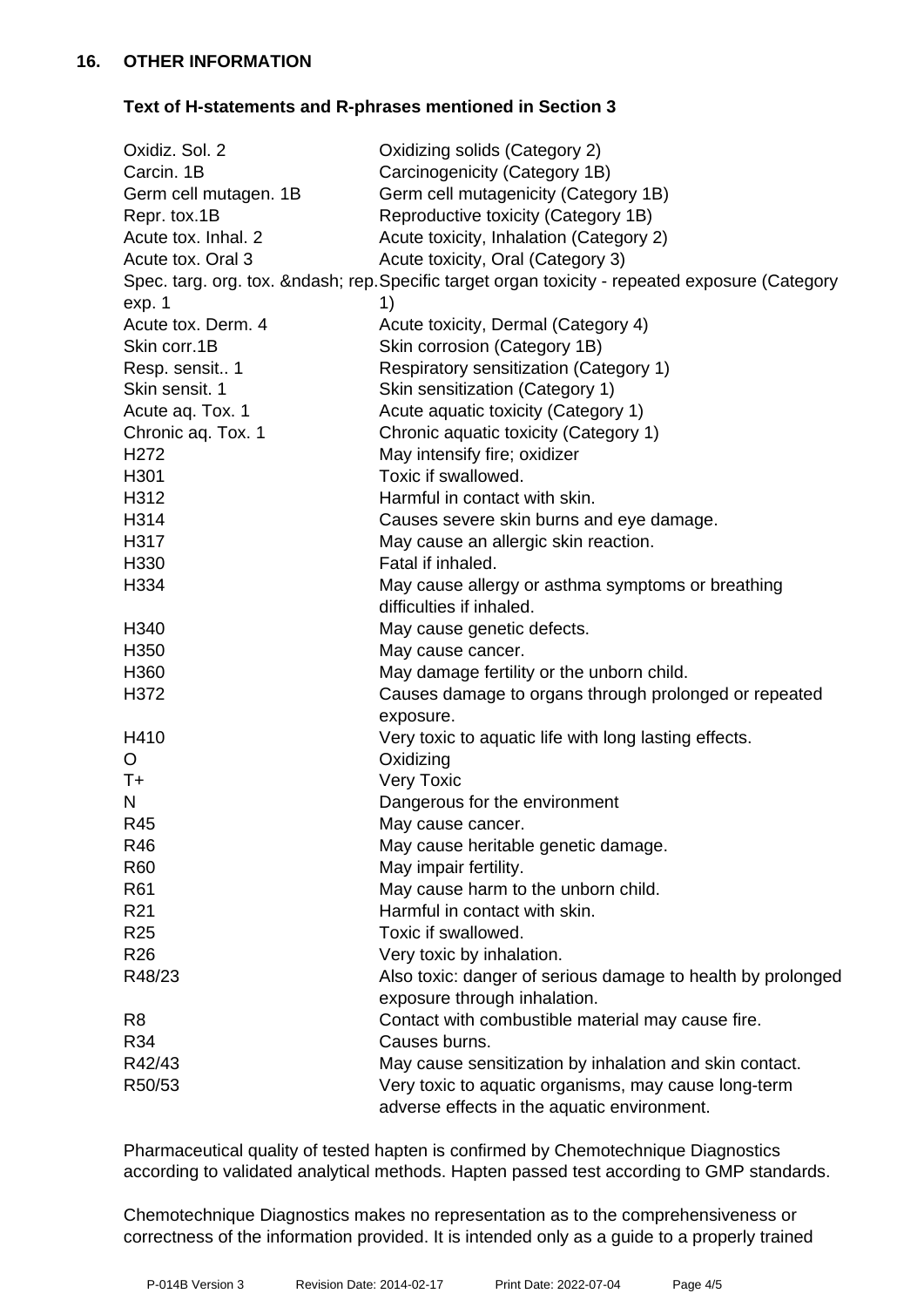## 16. OTHER INFORMATION

### Text of H-statements and R-phrases mentioned in Section 3

| | |
|---|---|
| Oxidiz. Sol. 2 | Oxidizing solids (Category 2) |
| Carcin. 1B | Carcinogenicity (Category 1B) |
| Germ cell mutagen. 1B | Germ cell mutagenicity (Category 1B) |
| Repr. tox.1B | Reproductive toxicity (Category 1B) |
| Acute tox. Inhal. 2 | Acute toxicity, Inhalation (Category 2) |
| Acute tox. Oral 3 | Acute toxicity, Oral (Category 3) |
| Spec. targ. org. tox. &ndash; rep. exp. 1 | Specific target organ toxicity - repeated exposure (Category 1) |
| Acute tox. Derm. 4 | Acute toxicity, Dermal (Category 4) |
| Skin corr.1B | Skin corrosion (Category 1B) |
| Resp. sensit.. 1 | Respiratory sensitization (Category 1) |
| Skin sensit. 1 | Skin sensitization (Category 1) |
| Acute aq. Tox. 1 | Acute aquatic toxicity (Category 1) |
| Chronic aq. Tox. 1 | Chronic aquatic toxicity (Category 1) |
| H272 | May intensify fire; oxidizer |
| H301 | Toxic if swallowed. |
| H312 | Harmful in contact with skin. |
| H314 | Causes severe skin burns and eye damage. |
| H317 | May cause an allergic skin reaction. |
| H330 | Fatal if inhaled. |
| H334 | May cause allergy or asthma symptoms or breathing difficulties if inhaled. |
| H340 | May cause genetic defects. |
| H350 | May cause cancer. |
| H360 | May damage fertility or the unborn child. |
| H372 | Causes damage to organs through prolonged or repeated exposure. |
| H410 | Very toxic to aquatic life with long lasting effects. |
| O | Oxidizing |
| T+ | Very Toxic |
| N | Dangerous for the environment |
| R45 | May cause cancer. |
| R46 | May cause heritable genetic damage. |
| R60 | May impair fertility. |
| R61 | May cause harm to the unborn child. |
| R21 | Harmful in contact with skin. |
| R25 | Toxic if swallowed. |
| R26 | Very toxic by inhalation. |
| R48/23 | Also toxic: danger of serious damage to health by prolonged exposure through inhalation. |
| R8 | Contact with combustible material may cause fire. |
| R34 | Causes burns. |
| R42/43 | May cause sensitization by inhalation and skin contact. |
| R50/53 | Very toxic to aquatic organisms, may cause long-term adverse effects in the aquatic environment. |

Pharmaceutical quality of tested hapten is confirmed by Chemotechnique Diagnostics according to validated analytical methods. Hapten passed test according to GMP standards.

Chemotechnique Diagnostics makes no representation as to the comprehensiveness or correctness of the information provided. It is intended only as a guide to a properly trained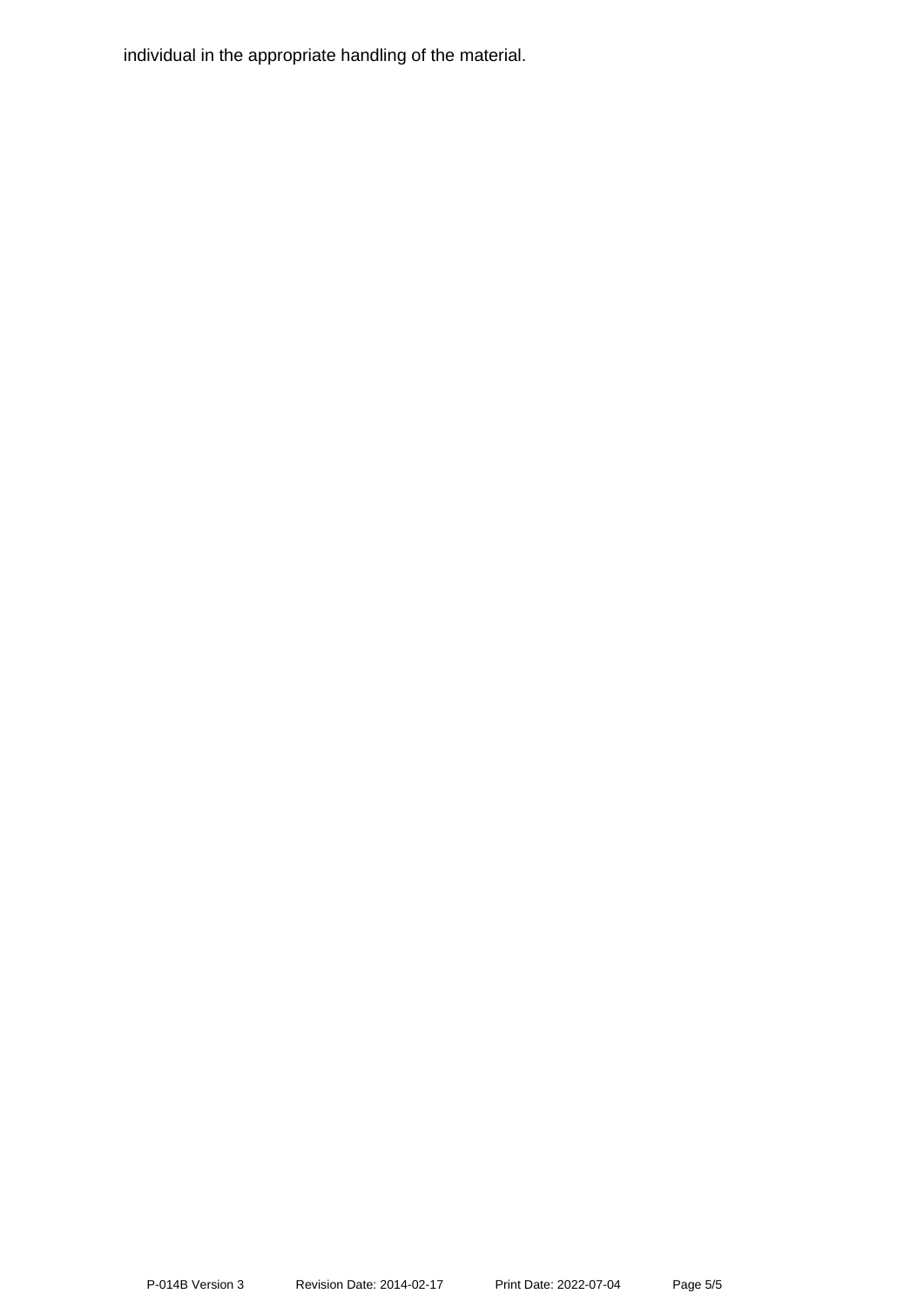individual in the appropriate handling of the material.